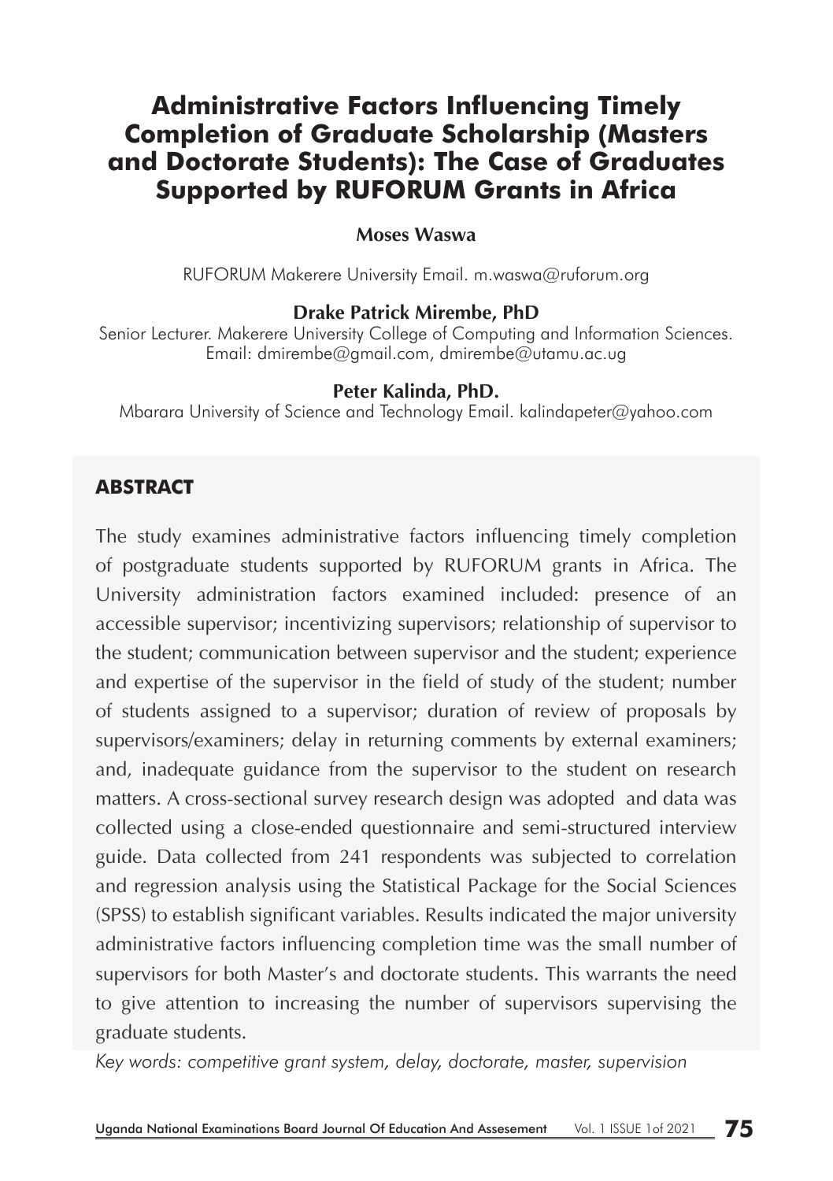# Administrative Factors Influencing Timely Completion of Graduate Scholarship (Masters and Doctorate Students): The Case of Graduates Supported by RUFORUM Grants in Africa

**Moses Waswa**

RUFORUM Makerere University Email. m.waswa@ruforum.org

**Drake Patrick Mirembe, PhD**

Senior Lecturer. Makerere University College of Computing and Information Sciences. Email: dmirembe@gmail.com, dmirembe@utamu.ac.ug

**Peter Kalinda, PhD.**

Mbarara University of Science and Technology Email. kalindapeter@yahoo.com

## ABSTRACT

The study examines administrative factors influencing timely completion of postgraduate students supported by RUFORUM grants in Africa. The University administration factors examined included: presence of an accessible supervisor; incentivizing supervisors; relationship of supervisor to the student; communication between supervisor and the student; experience and expertise of the supervisor in the field of study of the student; number of students assigned to a supervisor; duration of review of proposals by supervisors/examiners; delay in returning comments by external examiners; and, inadequate guidance from the supervisor to the student on research matters. A cross-sectional survey research design was adopted and data was collected using a close-ended questionnaire and semi-structured interview guide. Data collected from 241 respondents was subjected to correlation and regression analysis using the Statistical Package for the Social Sciences (SPSS) to establish significant variables. Results indicated the major university administrative factors influencing completion time was the small number of supervisors for both Master's and doctorate students. This warrants the need to give attention to increasing the number of supervisors supervising the graduate students.

*Key words: competitive grant system, delay, doctorate, master, supervision*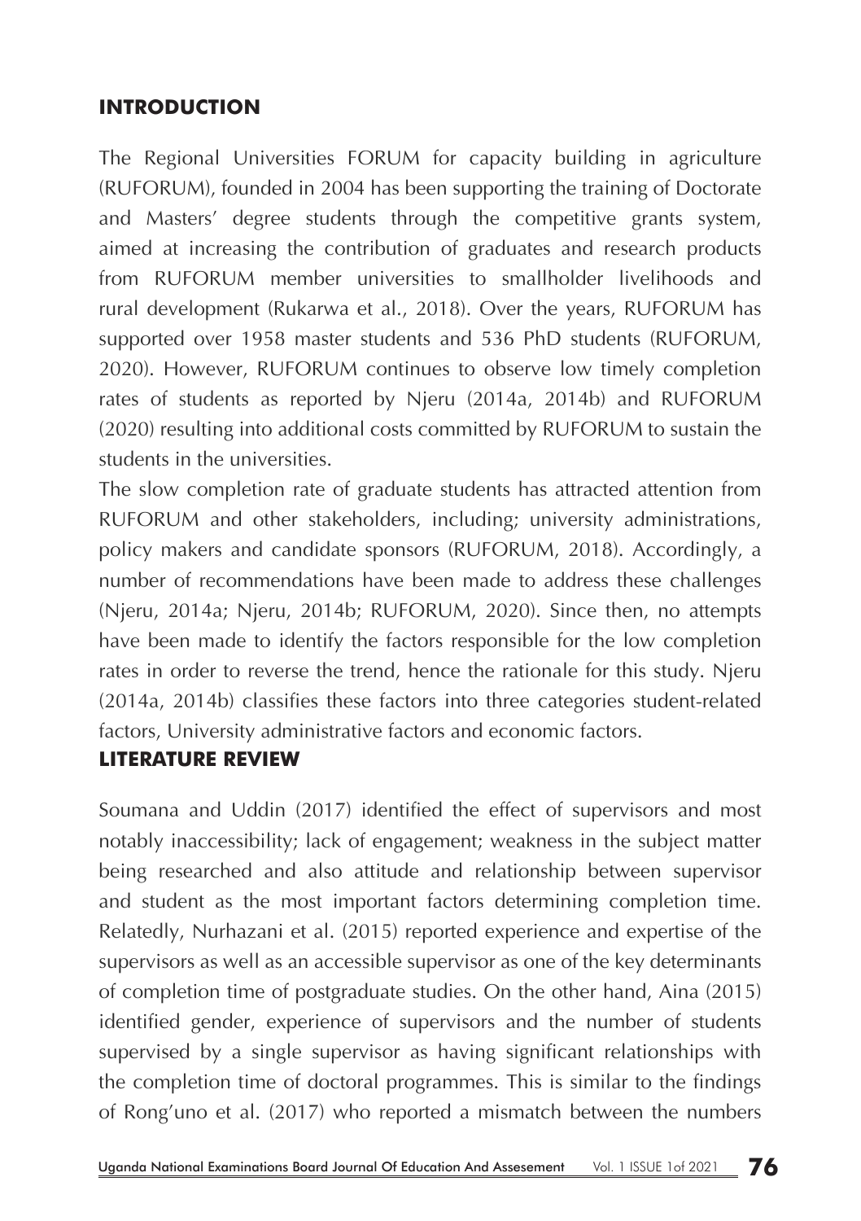## INTRODUCTION

The Regional Universities FORUM for capacity building in agriculture (RUFORUM), founded in 2004 has been supporting the training of Doctorate and Masters' degree students through the competitive grants system, aimed at increasing the contribution of graduates and research products from RUFORUM member universities to smallholder livelihoods and rural development (Rukarwa et al., 2018). Over the years, RUFORUM has supported over 1958 master students and 536 PhD students (RUFORUM, 2020). However, RUFORUM continues to observe low timely completion rates of students as reported by Njeru (2014a, 2014b) and RUFORUM (2020) resulting into additional costs committed by RUFORUM to sustain the students in the universities.

The slow completion rate of graduate students has attracted attention from RUFORUM and other stakeholders, including; university administrations, policy makers and candidate sponsors (RUFORUM, 2018). Accordingly, a number of recommendations have been made to address these challenges (Njeru, 2014a; Njeru, 2014b; RUFORUM, 2020). Since then, no attempts have been made to identify the factors responsible for the low completion rates in order to reverse the trend, hence the rationale for this study. Njeru (2014a, 2014b) classifies these factors into three categories student-related factors, University administrative factors and economic factors.

## LITERATURE REVIEW

Soumana and Uddin (2017) identified the effect of supervisors and most notably inaccessibility; lack of engagement; weakness in the subject matter being researched and also attitude and relationship between supervisor and student as the most important factors determining completion time. Relatedly, Nurhazani et al. (2015) reported experience and expertise of the supervisors as well as an accessible supervisor as one of the key determinants of completion time of postgraduate studies. On the other hand, Aina (2015) identified gender, experience of supervisors and the number of students supervised by a single supervisor as having significant relationships with the completion time of doctoral programmes. This is similar to the findings of Rong'uno et al. (2017) who reported a mismatch between the numbers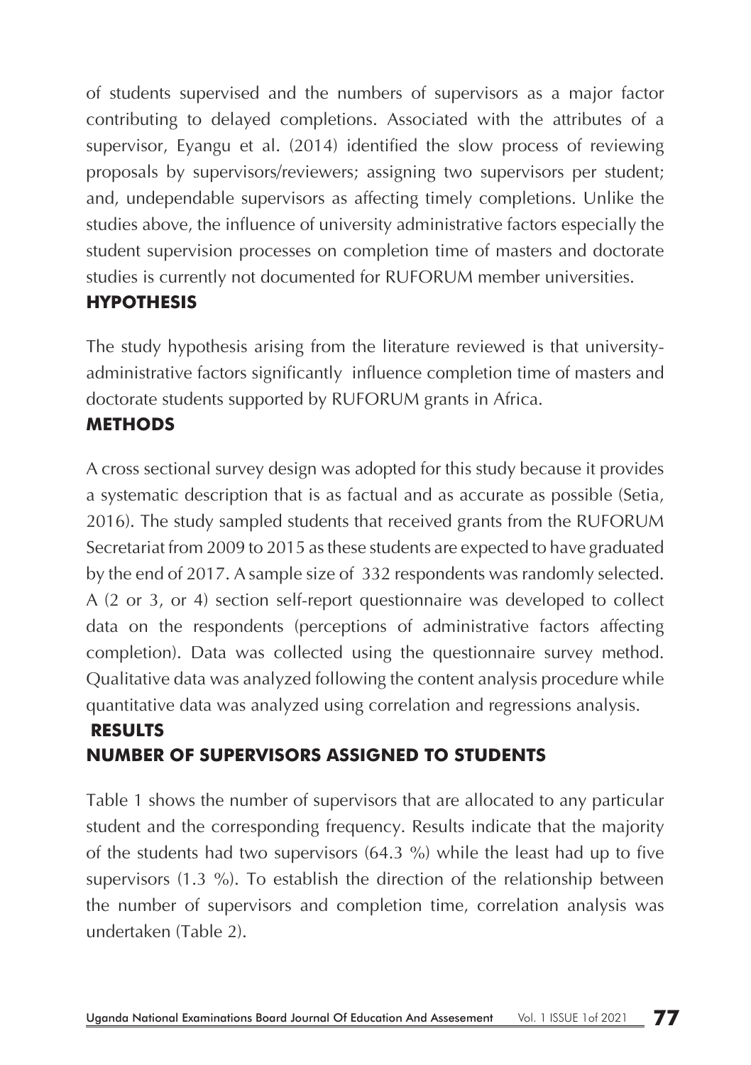of students supervised and the numbers of supervisors as a major factor contributing to delayed completions. Associated with the attributes of a supervisor, Eyangu et al. (2014) identified the slow process of reviewing proposals by supervisors/reviewers; assigning two supervisors per student; and, undependable supervisors as affecting timely completions. Unlike the studies above, the influence of university administrative factors especially the student supervision processes on completion time of masters and doctorate studies is currently not documented for RUFORUM member universities.

## HYPOTHESIS

The study hypothesis arising from the literature reviewed is that university-administrative factors significantly influence completion time of masters and doctorate students supported by RUFORUM grants in Africa.

## METHODS

A cross sectional survey design was adopted for this study because it provides a systematic description that is as factual and as accurate as possible (Setia, 2016). The study sampled students that received grants from the RUFORUM Secretariat from 2009 to 2015 as these students are expected to have graduated by the end of 2017. A sample size of 332 respondents was randomly selected. A (2 or 3, or 4) section self-report questionnaire was developed to collect data on the respondents (perceptions of administrative factors affecting completion). Data was collected using the questionnaire survey method. Qualitative data was analyzed following the content analysis procedure while quantitative data was analyzed using correlation and regressions analysis.

## RESULTS

### NUMBER OF SUPERVISORS ASSIGNED TO STUDENTS

Table 1 shows the number of supervisors that are allocated to any particular student and the corresponding frequency. Results indicate that the majority of the students had two supervisors (64.3 %) while the least had up to five supervisors (1.3 %). To establish the direction of the relationship between the number of supervisors and completion time, correlation analysis was undertaken (Table 2).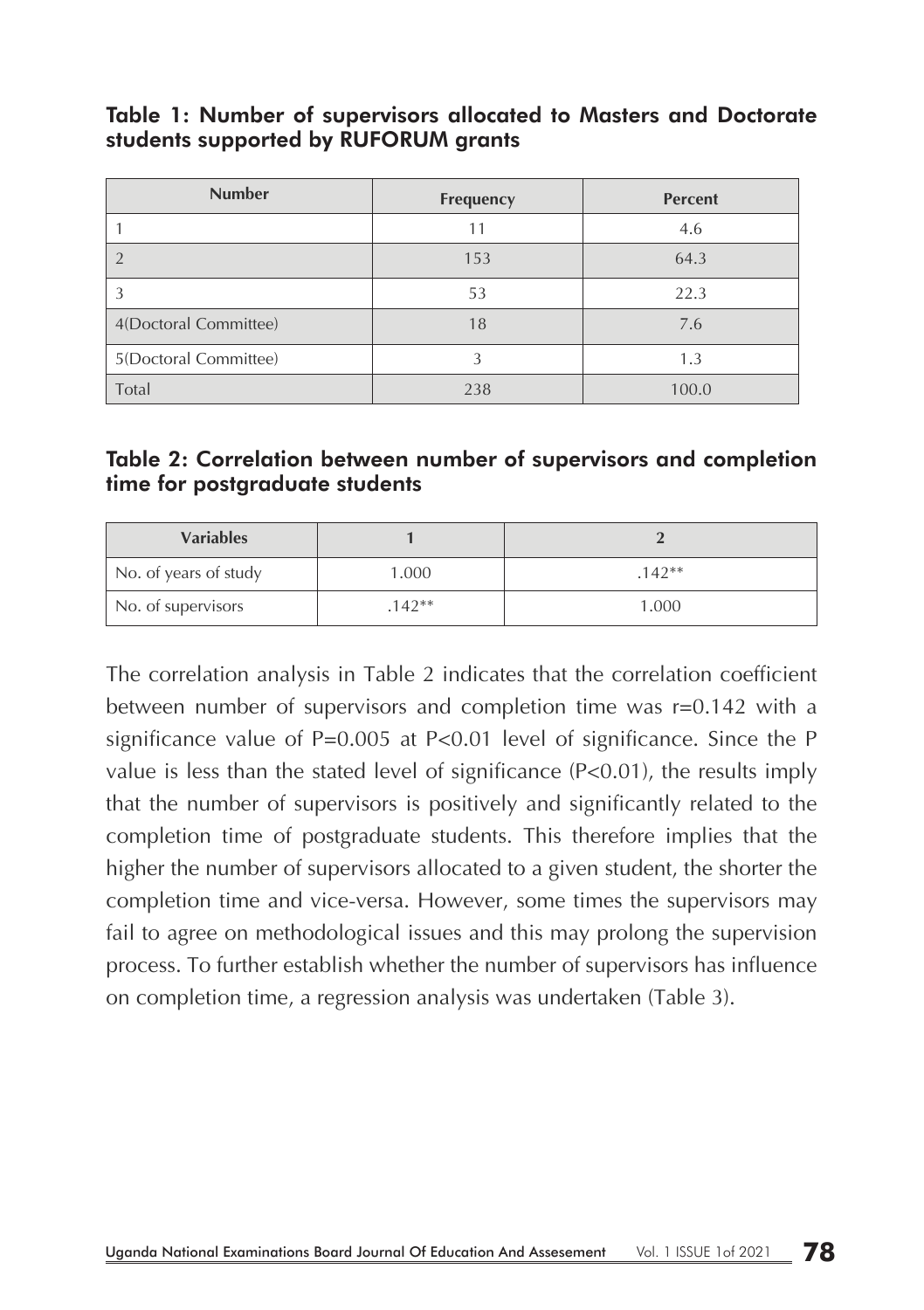**Table 1: Number of supervisors allocated to Masters and Doctorate students supported by RUFORUM grants**

| Number | Frequency | Percent |
|---|---|---|
| 1 | 11 | 4.6 |
| 2 | 153 | 64.3 |
| 3 | 53 | 22.3 |
| 4(Doctoral Committee) | 18 | 7.6 |
| 5(Doctoral Committee) | 3 | 1.3 |
| Total | 238 | 100.0 |

**Table 2: Correlation between number of supervisors and completion time for postgraduate students**

| Variables | 1 | 2 |
|---|---|---|
| No. of years of study | 1.000 | .142** |
| No. of supervisors | .142** | 1.000 |

The correlation analysis in Table 2 indicates that the correlation coefficient between number of supervisors and completion time was $r=0.142$ with a significance value of $P=0.005$ at $P<0.01$ level of significance. Since the P value is less than the stated level of significance ($P<0.01$), the results imply that the number of supervisors is positively and significantly related to the completion time of postgraduate students. This therefore implies that the higher the number of supervisors allocated to a given student, the shorter the completion time and vice-versa. However, some times the supervisors may fail to agree on methodological issues and this may prolong the supervision process. To further establish whether the number of supervisors has influence on completion time, a regression analysis was undertaken (Table 3).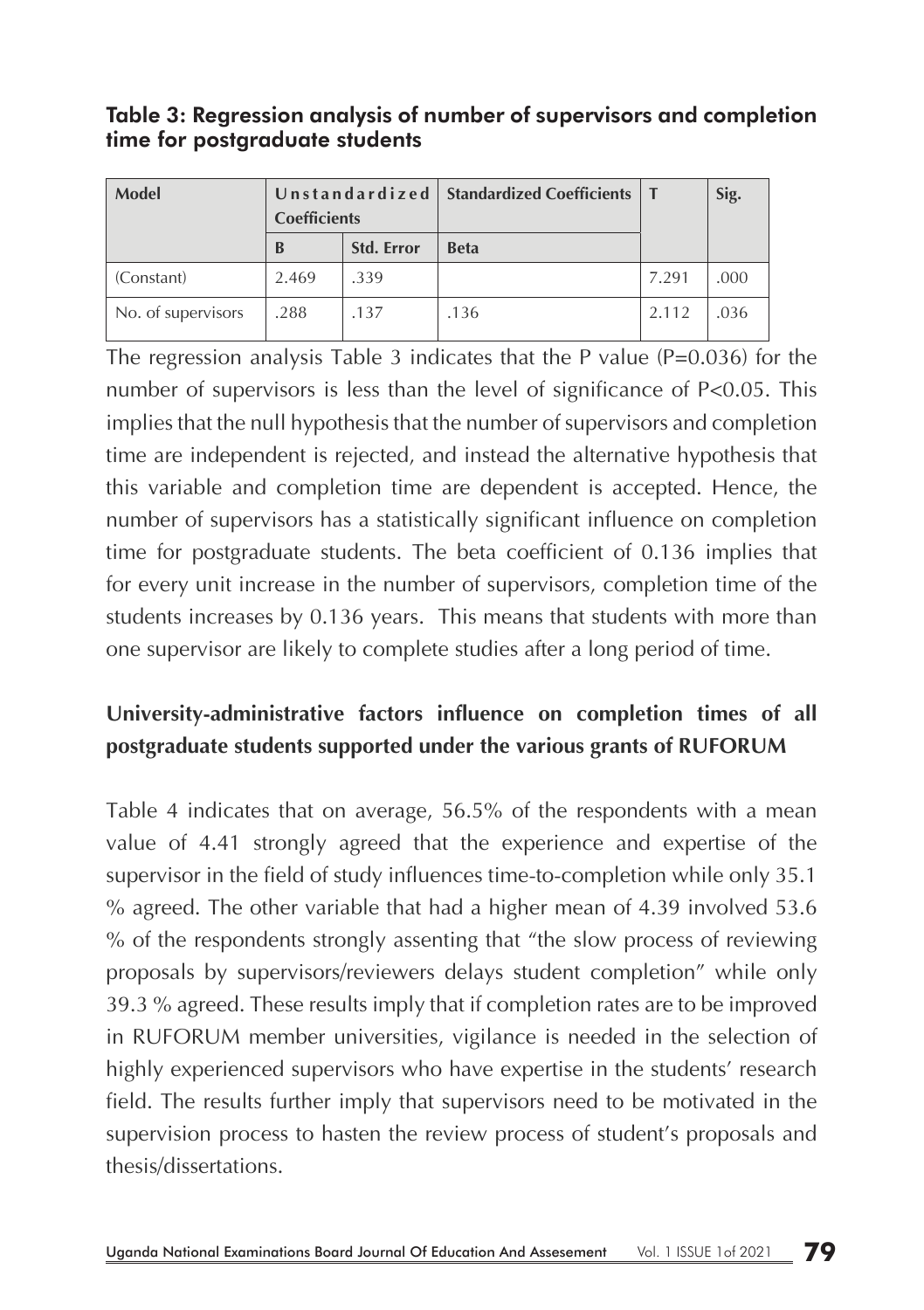**Table 3: Regression analysis of number of supervisors and completion time for postgraduate students**

| Model | Unstandardized Coefficients | | Standardized Coefficients | T | Sig. |
|---|---|---|---|---|---|
| | B | Std. Error | Beta | | |
| (Constant) | 2.469 | .339 | | 7.291 | .000 |
| No. of supervisors | .288 | .137 | .136 | 2.112 | .036 |

The regression analysis Table 3 indicates that the P value (P=0.036) for the number of supervisors is less than the level of significance of P<0.05. This implies that the null hypothesis that the number of supervisors and completion time are independent is rejected, and instead the alternative hypothesis that this variable and completion time are dependent is accepted. Hence, the number of supervisors has a statistically significant influence on completion time for postgraduate students. The beta coefficient of 0.136 implies that for every unit increase in the number of supervisors, completion time of the students increases by 0.136 years. This means that students with more than one supervisor are likely to complete studies after a long period of time.

**University-administrative factors influence on completion times of all postgraduate students supported under the various grants of RUFORUM**

Table 4 indicates that on average, 56.5% of the respondents with a mean value of 4.41 strongly agreed that the experience and expertise of the supervisor in the field of study influences time-to-completion while only 35.1 % agreed. The other variable that had a higher mean of 4.39 involved 53.6 % of the respondents strongly assenting that "the slow process of reviewing proposals by supervisors/reviewers delays student completion" while only 39.3 % agreed. These results imply that if completion rates are to be improved in RUFORUM member universities, vigilance is needed in the selection of highly experienced supervisors who have expertise in the students' research field. The results further imply that supervisors need to be motivated in the supervision process to hasten the review process of student's proposals and thesis/dissertations.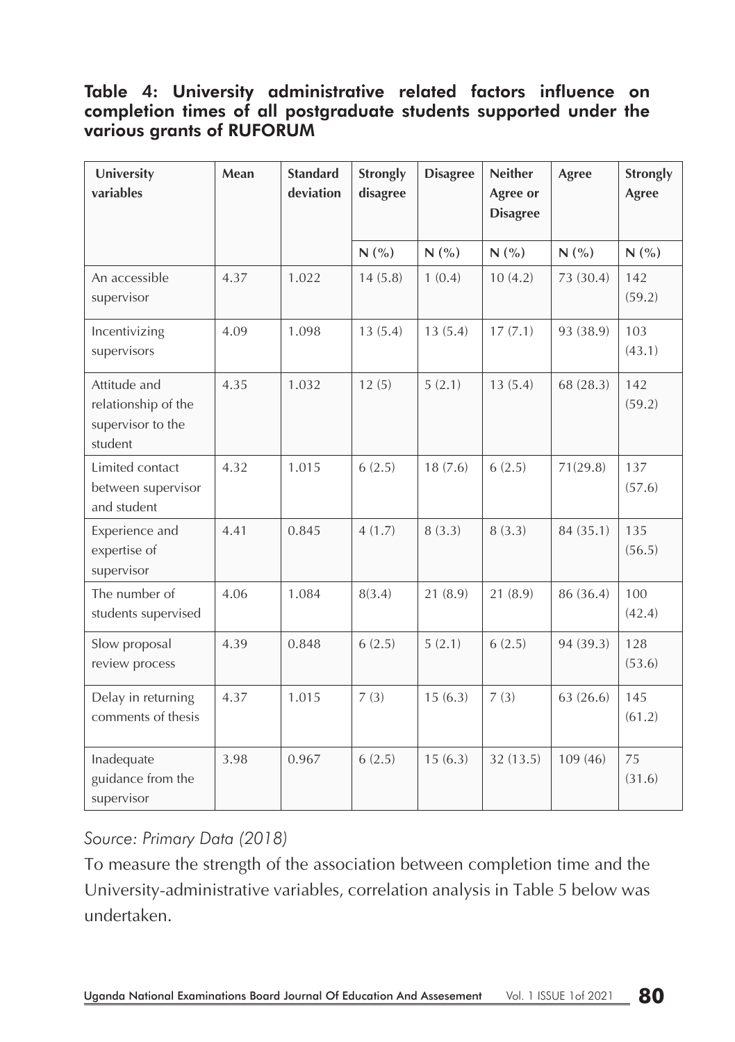**Table 4: University administrative related factors influence on completion times of all postgraduate students supported under the various grants of RUFORUM**

| University variables | Mean | Standard deviation | Strongly disagree | Disagree | Neither Agree or Disagree | Agree | Strongly Agree |
|---|---|---|---|---|---|---|---|
| | | | N (%) | N (%) | N (%) | N (%) | N (%) |
| An accessible supervisor | 4.37 | 1.022 | 14 (5.8) | 1 (0.4) | 10 (4.2) | 73 (30.4) | 142 (59.2) |
| Incentivizing supervisors | 4.09 | 1.098 | 13 (5.4) | 13 (5.4) | 17 (7.1) | 93 (38.9) | 103 (43.1) |
| Attitude and relationship of the supervisor to the student | 4.35 | 1.032 | 12 (5) | 5 (2.1) | 13 (5.4) | 68 (28.3) | 142 (59.2) |
| Limited contact between supervisor and student | 4.32 | 1.015 | 6 (2.5) | 18 (7.6) | 6 (2.5) | 71(29.8) | 137 (57.6) |
| Experience and expertise of supervisor | 4.41 | 0.845 | 4 (1.7) | 8 (3.3) | 8 (3.3) | 84 (35.1) | 135 (56.5) |
| The number of students supervised | 4.06 | 1.084 | 8(3.4) | 21 (8.9) | 21 (8.9) | 86 (36.4) | 100 (42.4) |
| Slow proposal review process | 4.39 | 0.848 | 6 (2.5) | 5 (2.1) | 6 (2.5) | 94 (39.3) | 128 (53.6) |
| Delay in returning comments of thesis | 4.37 | 1.015 | 7 (3) | 15 (6.3) | 7 (3) | 63 (26.6) | 145 (61.2) |
| Inadequate guidance from the supervisor | 3.98 | 0.967 | 6 (2.5) | 15 (6.3) | 32 (13.5) | 109 (46) | 75 (31.6) |

*Source: Primary Data (2018)*

To measure the strength of the association between completion time and the University-administrative variables, correlation analysis in Table 5 below was undertaken.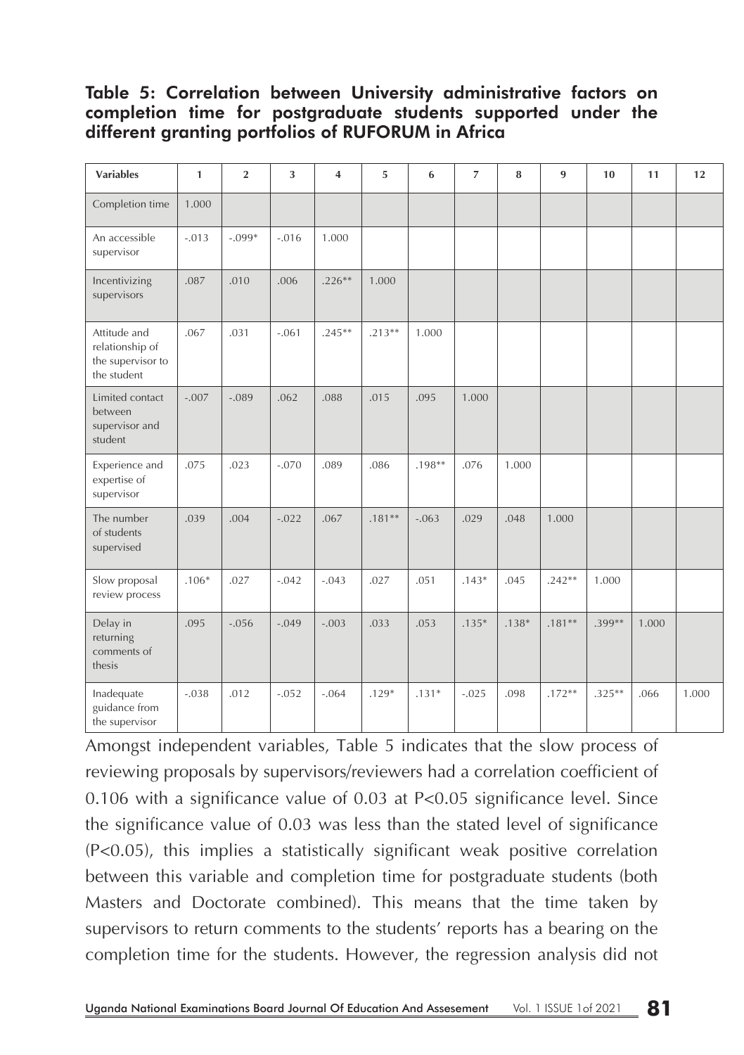### Table 5: Correlation between University administrative factors on completion time for postgraduate students supported under the different granting portfolios of RUFORUM in Africa

| Variables | 1 | 2 | 3 | 4 | 5 | 6 | 7 | 8 | 9 | 10 | 11 | 12 |
|---|---|---|---|---|---|---|---|---|---|---|---|---|
| Completion time | 1.000 | | | | | | | | | | | |
| An accessible supervisor | -.013 | -.099* | -.016 | 1.000 | | | | | | | | |
| Incentivizing supervisors | .087 | .010 | .006 | .226** | 1.000 | | | | | | | |
| Attitude and relationship of the supervisor to the student | .067 | .031 | -.061 | .245** | .213** | 1.000 | | | | | | |
| Limited contact between supervisor and student | -.007 | -.089 | .062 | .088 | .015 | .095 | 1.000 | | | | | |
| Experience and expertise of supervisor | .075 | .023 | -.070 | .089 | .086 | .198** | .076 | 1.000 | | | | |
| The number of students supervised | .039 | .004 | -.022 | .067 | .181** | -.063 | .029 | .048 | 1.000 | | | |
| Slow proposal review process | .106* | .027 | -.042 | -.043 | .027 | .051 | .143* | .045 | .242** | 1.000 | | |
| Delay in returning comments of thesis | .095 | -.056 | -.049 | -.003 | .033 | .053 | .135* | .138* | .181** | .399** | 1.000 | |
| Inadequate guidance from the supervisor | -.038 | .012 | -.052 | -.064 | .129* | .131* | -.025 | .098 | .172** | .325** | .066 | 1.000 |

Amongst independent variables, Table 5 indicates that the slow process of reviewing proposals by supervisors/reviewers had a correlation coefficient of 0.106 with a significance value of 0.03 at $P<0.05$ significance level. Since the significance value of 0.03 was less than the stated level of significance ($P<0.05$), this implies a statistically significant weak positive correlation between this variable and completion time for postgraduate students (both Masters and Doctorate combined). This means that the time taken by supervisors to return comments to the students' reports has a bearing on the completion time for the students. However, the regression analysis did not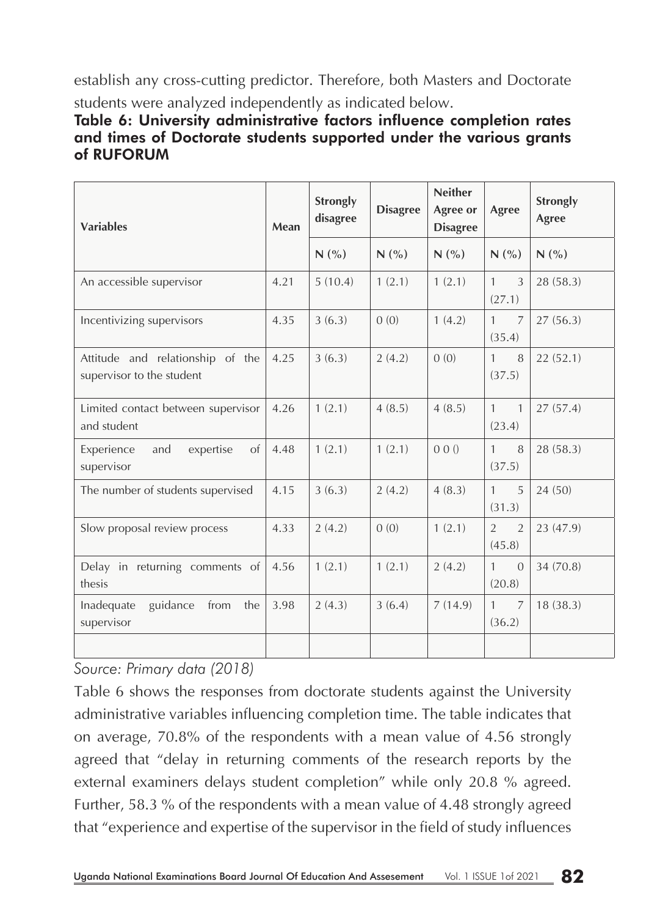establish any cross-cutting predictor. Therefore, both Masters and Doctorate students were analyzed independently as indicated below.

**Table 6: University administrative factors influence completion rates and times of Doctorate students supported under the various grants of RUFORUM**

| Variables | Mean | Strongly disagree | Disagree | Neither Agree or Disagree | Agree | Strongly Agree |
|---|---|---|---|---|---|---|
| | | N (%) | N (%) | N (%) | N (%) | N (%) |
| An accessible supervisor | 4.21 | 5 (10.4) | 1 (2.1) | 1 (2.1) | 13 (27.1) | 28 (58.3) |
| Incentivizing supervisors | 4.35 | 3 (6.3) | 0 (0) | 1 (4.2) | 17 (35.4) | 27 (56.3) |
| Attitude and relationship of the supervisor to the student | 4.25 | 3 (6.3) | 2 (4.2) | 0 (0) | 18 (37.5) | 22 (52.1) |
| Limited contact between supervisor and student | 4.26 | 1 (2.1) | 4 (8.5) | 4 (8.5) | 11 (23.4) | 27 (57.4) |
| Experience and expertise of supervisor | 4.48 | 1 (2.1) | 1 (2.1) | 0 0 () | 18 (37.5) | 28 (58.3) |
| The number of students supervised | 4.15 | 3 (6.3) | 2 (4.2) | 4 (8.3) | 15 (31.3) | 24 (50) |
| Slow proposal review process | 4.33 | 2 (4.2) | 0 (0) | 1 (2.1) | 22 (45.8) | 23 (47.9) |
| Delay in returning comments of thesis | 4.56 | 1 (2.1) | 1 (2.1) | 2 (4.2) | 10 (20.8) | 34 (70.8) |
| Inadequate guidance from the supervisor | 3.98 | 2 (4.3) | 3 (6.4) | 7 (14.9) | 17 (36.2) | 18 (38.3) |

*Source: Primary data (2018)*

Table 6 shows the responses from doctorate students against the University administrative variables influencing completion time. The table indicates that on average, 70.8% of the respondents with a mean value of 4.56 strongly agreed that "delay in returning comments of the research reports by the external examiners delays student completion" while only 20.8 % agreed. Further, 58.3 % of the respondents with a mean value of 4.48 strongly agreed that "experience and expertise of the supervisor in the field of study influences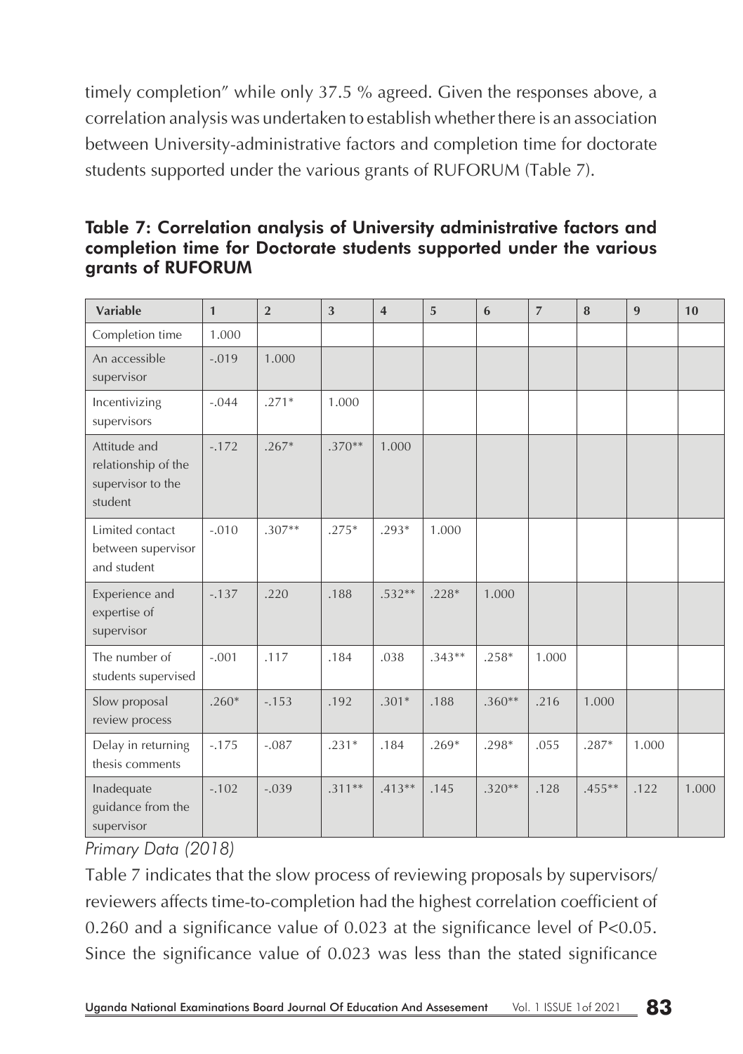timely completion" while only 37.5 % agreed. Given the responses above, a correlation analysis was undertaken to establish whether there is an association between University-administrative factors and completion time for doctorate students supported under the various grants of RUFORUM (Table 7).

**Table 7: Correlation analysis of University administrative factors and completion time for Doctorate students supported under the various grants of RUFORUM**

| Variable | 1 | 2 | 3 | 4 | 5 | 6 | 7 | 8 | 9 | 10 |
|---|---|---|---|---|---|---|---|---|---|---|
| Completion time | 1.000 | | | | | | | | | |
| An accessible supervisor | -.019 | 1.000 | | | | | | | | |
| Incentivizing supervisors | -.044 | .271* | 1.000 | | | | | | | |
| Attitude and relationship of the supervisor to the student | -.172 | .267* | .370** | 1.000 | | | | | | |
| Limited contact between supervisor and student | -.010 | .307** | .275* | .293* | 1.000 | | | | | |
| Experience and expertise of supervisor | -.137 | .220 | .188 | .532** | .228* | 1.000 | | | | |
| The number of students supervised | -.001 | .117 | .184 | .038 | .343** | .258* | 1.000 | | | |
| Slow proposal review process | .260* | -.153 | .192 | .301* | .188 | .360** | .216 | 1.000 | | |
| Delay in returning thesis comments | -.175 | -.087 | .231* | .184 | .269* | .298* | .055 | .287* | 1.000 | |
| Inadequate guidance from the supervisor | -.102 | -.039 | .311** | .413** | .145 | .320** | .128 | .455** | .122 | 1.000 |

*Primary Data (2018)*

Table 7 indicates that the slow process of reviewing proposals by supervisors/reviewers affects time-to-completion had the highest correlation coefficient of 0.260 and a significance value of 0.023 at the significance level of $P<0.05$. Since the significance value of 0.023 was less than the stated significance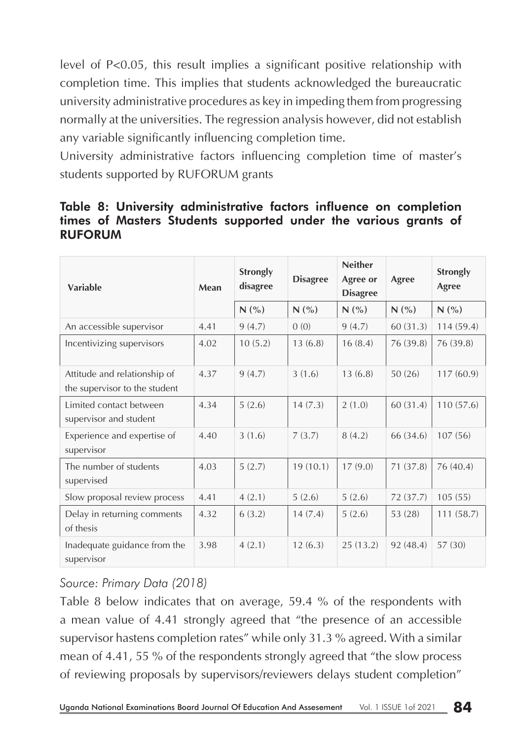level of $P<0.05$, this result implies a significant positive relationship with completion time. This implies that students acknowledged the bureaucratic university administrative procedures as key in impeding them from progressing normally at the universities. The regression analysis however, did not establish any variable significantly influencing completion time.

University administrative factors influencing completion time of master's students supported by RUFORUM grants

**Table 8: University administrative factors influence on completion times of Masters Students supported under the various grants of RUFORUM**

| Variable | Mean | Strongly disagree | Disagree | Neither Agree or Disagree | Agree | Strongly Agree |
|---|---|---|---|---|---|---|
| | | N (%) | N (%) | N (%) | N (%) | N (%) |
| An accessible supervisor | 4.41 | 9 (4.7) | 0 (0) | 9 (4.7) | 60 (31.3) | 114 (59.4) |
| Incentivizing supervisors | 4.02 | 10 (5.2) | 13 (6.8) | 16 (8.4) | 76 (39.8) | 76 (39.8) |
| Attitude and relationship of the supervisor to the student | 4.37 | 9 (4.7) | 3 (1.6) | 13 (6.8) | 50 (26) | 117 (60.9) |
| Limited contact between supervisor and student | 4.34 | 5 (2.6) | 14 (7.3) | 2 (1.0) | 60 (31.4) | 110 (57.6) |
| Experience and expertise of supervisor | 4.40 | 3 (1.6) | 7 (3.7) | 8 (4.2) | 66 (34.6) | 107 (56) |
| The number of students supervised | 4.03 | 5 (2.7) | 19 (10.1) | 17 (9.0) | 71 (37.8) | 76 (40.4) |
| Slow proposal review process | 4.41 | 4 (2.1) | 5 (2.6) | 5 (2.6) | 72 (37.7) | 105 (55) |
| Delay in returning comments of thesis | 4.32 | 6 (3.2) | 14 (7.4) | 5 (2.6) | 53 (28) | 111 (58.7) |
| Inadequate guidance from the supervisor | 3.98 | 4 (2.1) | 12 (6.3) | 25 (13.2) | 92 (48.4) | 57 (30) |

*Source: Primary Data (2018)*

Table 8 below indicates that on average, 59.4 % of the respondents with a mean value of 4.41 strongly agreed that "the presence of an accessible supervisor hastens completion rates" while only 31.3 % agreed. With a similar mean of 4.41, 55 % of the respondents strongly agreed that "the slow process of reviewing proposals by supervisors/reviewers delays student completion"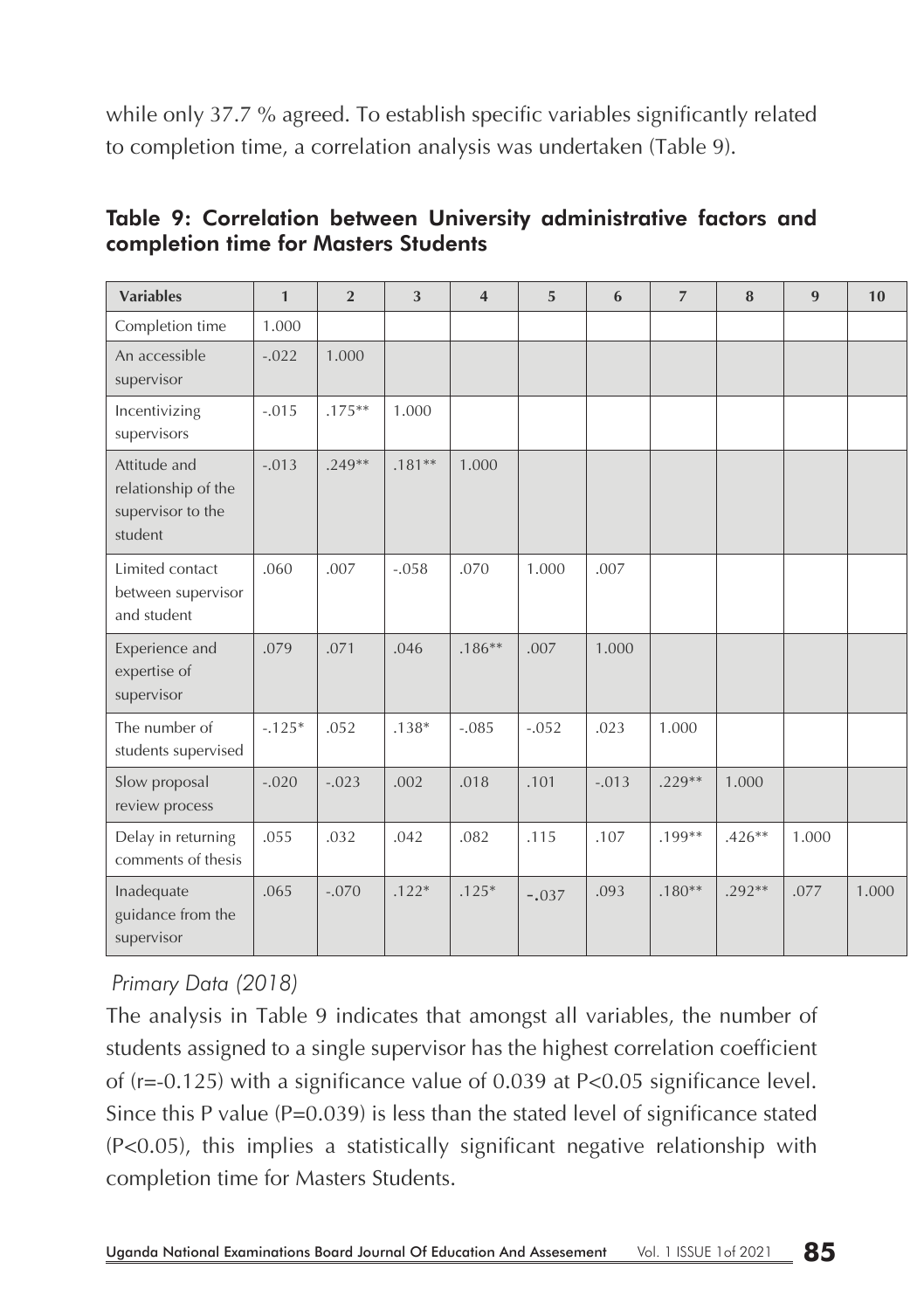while only 37.7 % agreed. To establish specific variables significantly related to completion time, a correlation analysis was undertaken (Table 9).

### Table 9: Correlation between University administrative factors and completion time for Masters Students

| Variables | 1 | 2 | 3 | 4 | 5 | 6 | 7 | 8 | 9 | 10 |
|---|---|---|---|---|---|---|---|---|---|---|
| Completion time | 1.000 | | | | | | | | | |
| An accessible supervisor | -.022 | 1.000 | | | | | | | | |
| Incentivizing supervisors | -.015 | .175** | 1.000 | | | | | | | |
| Attitude and relationship of the supervisor to the student | -.013 | .249** | .181** | 1.000 | | | | | | |
| Limited contact between supervisor and student | .060 | .007 | -.058 | .070 | 1.000 | .007 | | | | |
| Experience and expertise of supervisor | .079 | .071 | .046 | .186** | .007 | 1.000 | | | | |
| The number of students supervised | -.125* | .052 | .138* | -.085 | -.052 | .023 | 1.000 | | | |
| Slow proposal review process | -.020 | -.023 | .002 | .018 | .101 | -.013 | .229** | 1.000 | | |
| Delay in returning comments of thesis | .055 | .032 | .042 | .082 | .115 | .107 | .199** | .426** | 1.000 | |
| Inadequate guidance from the supervisor | .065 | -.070 | .122* | .125* | -.037 | .093 | .180** | .292** | .077 | 1.000 |

*Primary Data (2018)*

The analysis in Table 9 indicates that amongst all variables, the number of students assigned to a single supervisor has the highest correlation coefficient of (r=-0.125) with a significance value of 0.039 at P<0.05 significance level. Since this P value (P=0.039) is less than the stated level of significance stated (P<0.05), this implies a statistically significant negative relationship with completion time for Masters Students.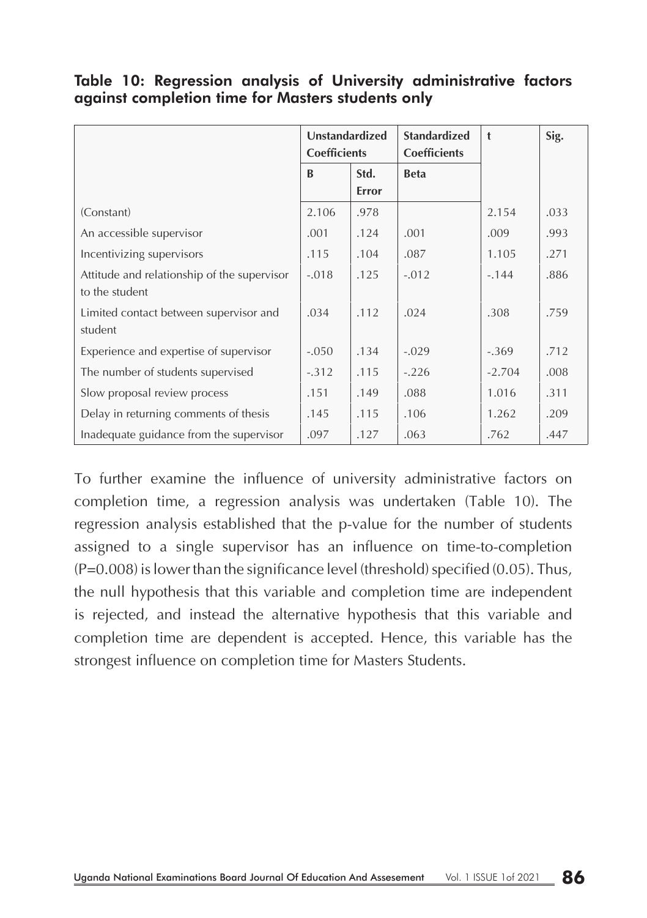**Table 10: Regression analysis of University administrative factors against completion time for Masters students only**

| | Unstandardized Coefficients | | Standardized Coefficients | t | Sig. |
|---|---|---|---|---|---|
| | B | Std. Error | Beta | | |
| (Constant) | 2.106 | .978 | | 2.154 | .033 |
| An accessible supervisor | .001 | .124 | .001 | .009 | .993 |
| Incentivizing supervisors | .115 | .104 | .087 | 1.105 | .271 |
| Attitude and relationship of the supervisor to the student | -.018 | .125 | -.012 | -.144 | .886 |
| Limited contact between supervisor and student | .034 | .112 | .024 | .308 | .759 |
| Experience and expertise of supervisor | -.050 | .134 | -.029 | -.369 | .712 |
| The number of students supervised | -.312 | .115 | -.226 | -2.704 | .008 |
| Slow proposal review process | .151 | .149 | .088 | 1.016 | .311 |
| Delay in returning comments of thesis | .145 | .115 | .106 | 1.262 | .209 |
| Inadequate guidance from the supervisor | .097 | .127 | .063 | .762 | .447 |

To further examine the influence of university administrative factors on completion time, a regression analysis was undertaken (Table 10). The regression analysis established that the p-value for the number of students assigned to a single supervisor has an influence on time-to-completion ($P=0.008$) is lower than the significance level (threshold) specified (0.05). Thus, the null hypothesis that this variable and completion time are independent is rejected, and instead the alternative hypothesis that this variable and completion time are dependent is accepted. Hence, this variable has the strongest influence on completion time for Masters Students.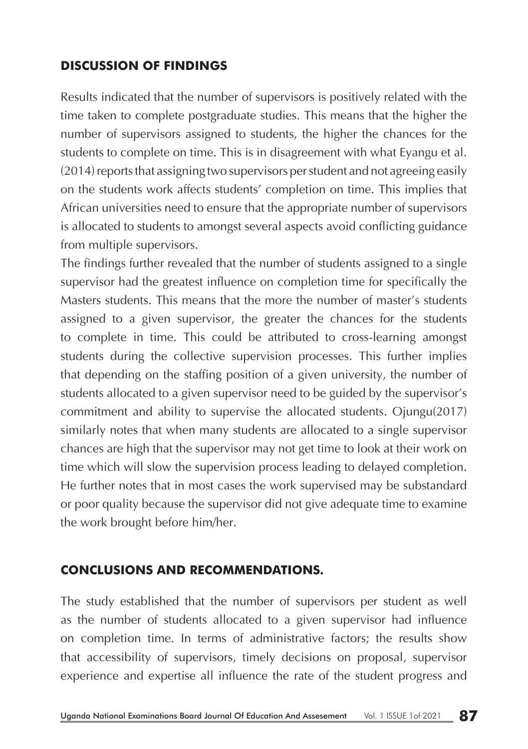## DISCUSSION OF FINDINGS

Results indicated that the number of supervisors is positively related with the time taken to complete postgraduate studies. This means that the higher the number of supervisors assigned to students, the higher the chances for the students to complete on time. This is in disagreement with what Eyangu et al. (2014) reports that assigning two supervisors per student and not agreeing easily on the students work affects students' completion on time. This implies that African universities need to ensure that the appropriate number of supervisors is allocated to students to amongst several aspects avoid conflicting guidance from multiple supervisors.

The findings further revealed that the number of students assigned to a single supervisor had the greatest influence on completion time for specifically the Masters students. This means that the more the number of master's students assigned to a given supervisor, the greater the chances for the students to complete in time. This could be attributed to cross-learning amongst students during the collective supervision processes. This further implies that depending on the staffing position of a given university, the number of students allocated to a given supervisor need to be guided by the supervisor's commitment and ability to supervise the allocated students. Ojungu(2017) similarly notes that when many students are allocated to a single supervisor chances are high that the supervisor may not get time to look at their work on time which will slow the supervision process leading to delayed completion. He further notes that in most cases the work supervised may be substandard or poor quality because the supervisor did not give adequate time to examine the work brought before him/her.

## CONCLUSIONS AND RECOMMENDATIONS.

The study established that the number of supervisors per student as well as the number of students allocated to a given supervisor had influence on completion time. In terms of administrative factors; the results show that accessibility of supervisors, timely decisions on proposal, supervisor experience and expertise all influence the rate of the student progress and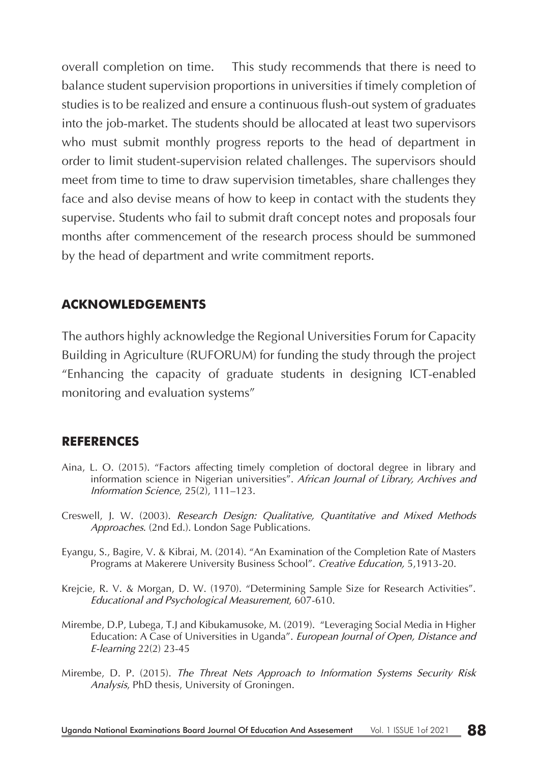overall completion on time. This study recommends that there is need to balance student supervision proportions in universities if timely completion of studies is to be realized and ensure a continuous flush-out system of graduates into the job-market. The students should be allocated at least two supervisors who must submit monthly progress reports to the head of department in order to limit student-supervision related challenges. The supervisors should meet from time to time to draw supervision timetables, share challenges they face and also devise means of how to keep in contact with the students they supervise. Students who fail to submit draft concept notes and proposals four months after commencement of the research process should be summoned by the head of department and write commitment reports.

## ACKNOWLEDGEMENTS

The authors highly acknowledge the Regional Universities Forum for Capacity Building in Agriculture (RUFORUM) for funding the study through the project "Enhancing the capacity of graduate students in designing ICT-enabled monitoring and evaluation systems"

## REFERENCES

Aina, L. O. (2015). "Factors affecting timely completion of doctoral degree in library and information science in Nigerian universities". *African Journal of Library, Archives and Information Science*, 25(2), 111–123.

Creswell, J. W. (2003). *Research Design: Qualitative, Quantitative and Mixed Methods Approaches*. (2nd Ed.). London Sage Publications.

Eyangu, S., Bagire, V. & Kibrai, M. (2014). "An Examination of the Completion Rate of Masters Programs at Makerere University Business School". *Creative Education,* 5,1913-20.

Krejcie, R. V. & Morgan, D. W. (1970). "Determining Sample Size for Research Activities". *Educational and Psychological Measurement*, 607-610.

Mirembe, D.P, Lubega, T.J and Kibukamusoke, M. (2019). "Leveraging Social Media in Higher Education: A Case of Universities in Uganda". *European Journal of Open, Distance and E-learning* 22(2) 23-45

Mirembe, D. P. (2015). *The Threat Nets Approach to Information Systems Security Risk Analysis*, PhD thesis, University of Groningen.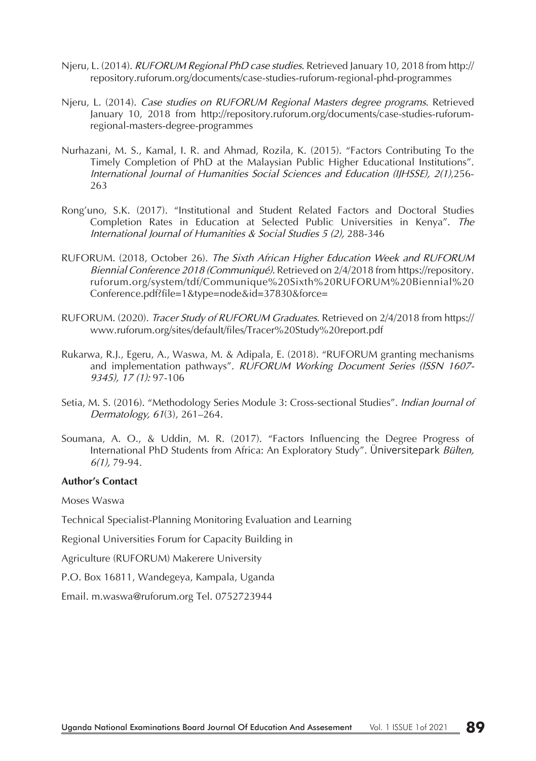Njeru, L. (2014). *RUFORUM Regional PhD case studies*. Retrieved January 10, 2018 from http://repository.ruforum.org/documents/case-studies-ruforum-regional-phd-programmes

Njeru, L. (2014). *Case studies on RUFORUM Regional Masters degree programs*. Retrieved January 10, 2018 from http://repository.ruforum.org/documents/case-studies-ruforum-regional-masters-degree-programmes

Nurhazani, M. S., Kamal, I. R. and Ahmad, Rozila, K. (2015). "Factors Contributing To the Timely Completion of PhD at the Malaysian Public Higher Educational Institutions". *International Journal of Humanities Social Sciences and Education (IJHSSE), 2(1)*,256-263

Rong'uno, S.K. (2017). "Institutional and Student Related Factors and Doctoral Studies Completion Rates in Education at Selected Public Universities in Kenya". *The International Journal of Humanities & Social Studies 5 (2),* 288-346

RUFORUM. (2018, October 26). *The Sixth African Higher Education Week and RUFORUM Biennial Conference 2018 (Communiqué)*. Retrieved on 2/4/2018 from https://repository.ruforum.org/system/tdf/Communique%20Sixth%20RUFORUM%20Biennial%20Conference.pdf?file=1&type=node&id=37830&force=

RUFORUM. (2020). *Tracer Study of RUFORUM Graduates*. Retrieved on 2/4/2018 from https://www.ruforum.org/sites/default/files/Tracer%20Study%20report.pdf

Rukarwa, R.J., Egeru, A., Waswa, M. & Adipala, E. (2018). "RUFORUM granting mechanisms and implementation pathways". *RUFORUM Working Document Series (ISSN 1607-9345), 17 (1):* 97-106

Setia, M. S. (2016). "Methodology Series Module 3: Cross-sectional Studies". *Indian Journal of Dermatology, 61*(3), 261–264.

Soumana, A. O., & Uddin, M. R. (2017). "Factors Influencing the Degree Progress of International PhD Students from Africa: An Exploratory Study". Üniversitepark *Bülten, 6(1),* 79-94.

**Author's Contact**

Moses Waswa

Technical Specialist-Planning Monitoring Evaluation and Learning

Regional Universities Forum for Capacity Building in

Agriculture (RUFORUM) Makerere University

P.O. Box 16811, Wandegeya, Kampala, Uganda

Email. m.waswa@ruforum.org Tel. 0752723944